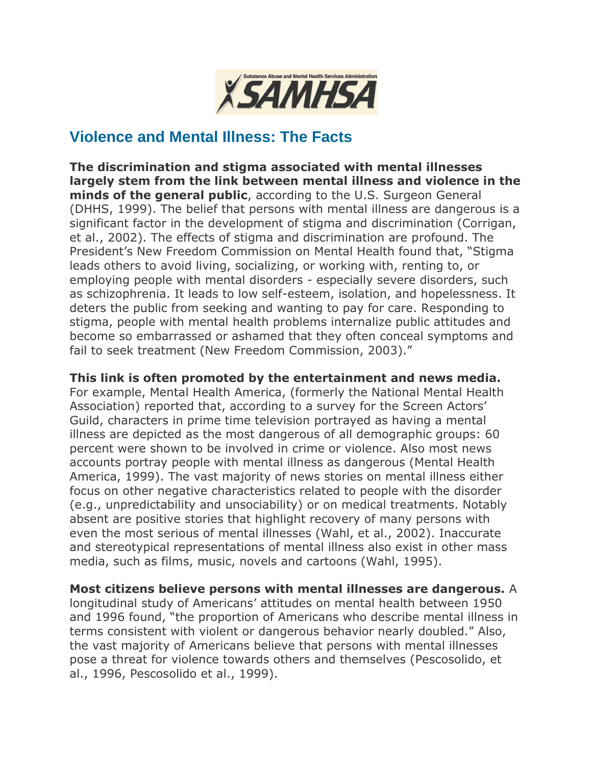# Violence and Mental Illness: The Facts

**The discrimination and stigma associated with mental illnesses largely stem from the link between mental illness and violence in the minds of the general public**, according to the U.S. Surgeon General (DHHS, 1999). The belief that persons with mental illness are dangerous is a significant factor in the development of stigma and discrimination (Corrigan, et al., 2002). The effects of stigma and discrimination are profound. The President's New Freedom Commission on Mental Health found that, "Stigma leads others to avoid living, socializing, or working with, renting to, or employing people with mental disorders - especially severe disorders, such as schizophrenia. It leads to low self-esteem, isolation, and hopelessness. It deters the public from seeking and wanting to pay for care. Responding to stigma, people with mental health problems internalize public attitudes and become so embarrassed or ashamed that they often conceal symptoms and fail to seek treatment (New Freedom Commission, 2003)."

**This link is often promoted by the entertainment and news media.** For example, Mental Health America, (formerly the National Mental Health Association) reported that, according to a survey for the Screen Actors' Guild, characters in prime time television portrayed as having a mental illness are depicted as the most dangerous of all demographic groups: 60 percent were shown to be involved in crime or violence. Also most news accounts portray people with mental illness as dangerous (Mental Health America, 1999). The vast majority of news stories on mental illness either focus on other negative characteristics related to people with the disorder (e.g., unpredictability and unsociability) or on medical treatments. Notably absent are positive stories that highlight recovery of many persons with even the most serious of mental illnesses (Wahl, et al., 2002). Inaccurate and stereotypical representations of mental illness also exist in other mass media, such as films, music, novels and cartoons (Wahl, 1995).

**Most citizens believe persons with mental illnesses are dangerous.** A longitudinal study of Americans' attitudes on mental health between 1950 and 1996 found, "the proportion of Americans who describe mental illness in terms consistent with violent or dangerous behavior nearly doubled." Also, the vast majority of Americans believe that persons with mental illnesses pose a threat for violence towards others and themselves (Pescosolido, et al., 1996, Pescosolido et al., 1999).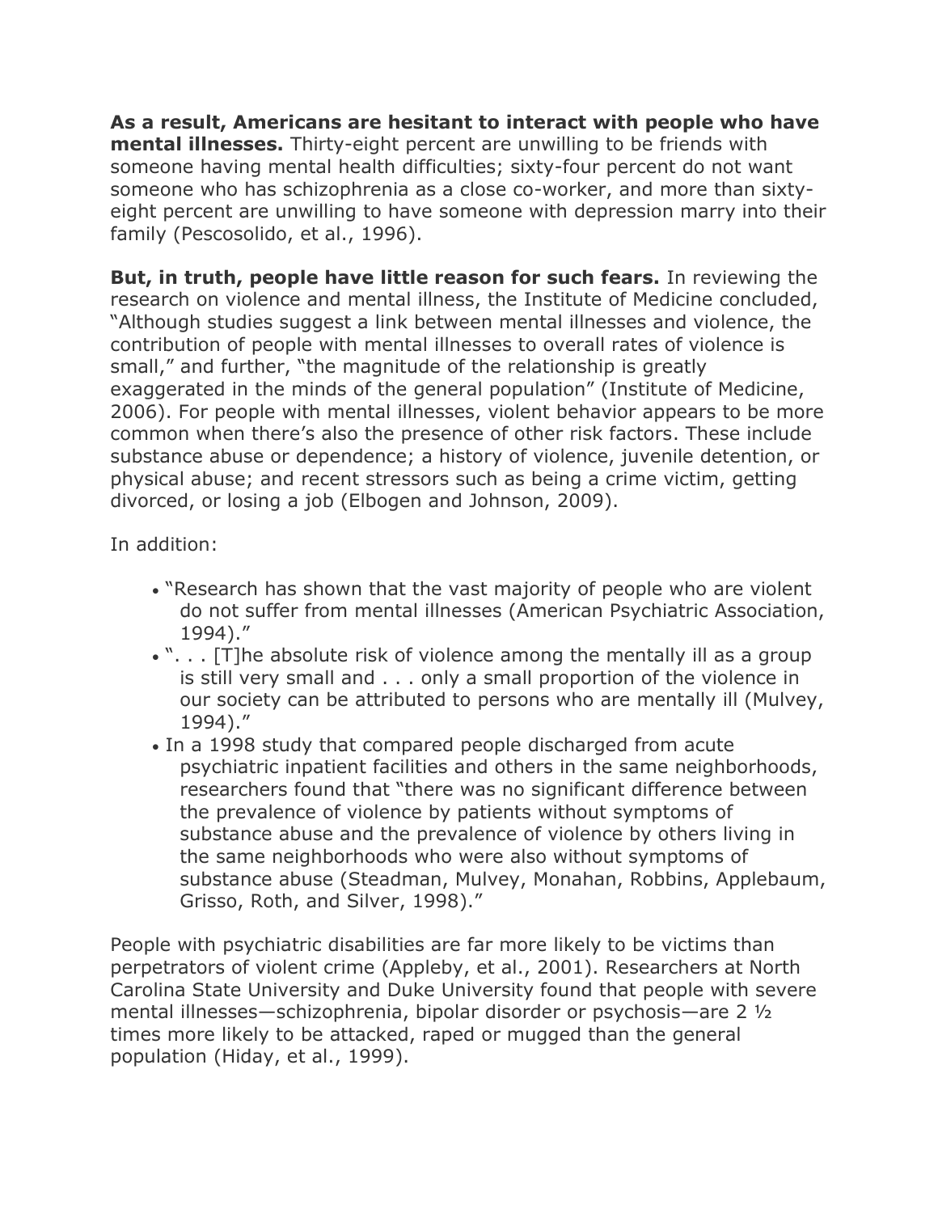**As a result, Americans are hesitant to interact with people who have mental illnesses.** Thirty-eight percent are unwilling to be friends with someone having mental health difficulties; sixty-four percent do not want someone who has schizophrenia as a close co-worker, and more than sixty-eight percent are unwilling to have someone with depression marry into their family (Pescosolido, et al., 1996).

**But, in truth, people have little reason for such fears.** In reviewing the research on violence and mental illness, the Institute of Medicine concluded, "Although studies suggest a link between mental illnesses and violence, the contribution of people with mental illnesses to overall rates of violence is small," and further, "the magnitude of the relationship is greatly exaggerated in the minds of the general population" (Institute of Medicine, 2006). For people with mental illnesses, violent behavior appears to be more common when there's also the presence of other risk factors. These include substance abuse or dependence; a history of violence, juvenile detention, or physical abuse; and recent stressors such as being a crime victim, getting divorced, or losing a job (Elbogen and Johnson, 2009).

In addition:

- "Research has shown that the vast majority of people who are violent do not suffer from mental illnesses (American Psychiatric Association, 1994)."
- ". . . [T]he absolute risk of violence among the mentally ill as a group is still very small and . . . only a small proportion of the violence in our society can be attributed to persons who are mentally ill (Mulvey, 1994)."
- In a 1998 study that compared people discharged from acute psychiatric inpatient facilities and others in the same neighborhoods, researchers found that "there was no significant difference between the prevalence of violence by patients without symptoms of substance abuse and the prevalence of violence by others living in the same neighborhoods who were also without symptoms of substance abuse (Steadman, Mulvey, Monahan, Robbins, Applebaum, Grisso, Roth, and Silver, 1998)."

People with psychiatric disabilities are far more likely to be victims than perpetrators of violent crime (Appleby, et al., 2001). Researchers at North Carolina State University and Duke University found that people with severe mental illnesses—schizophrenia, bipolar disorder or psychosis—are 2 ½ times more likely to be attacked, raped or mugged than the general population (Hiday, et al., 1999).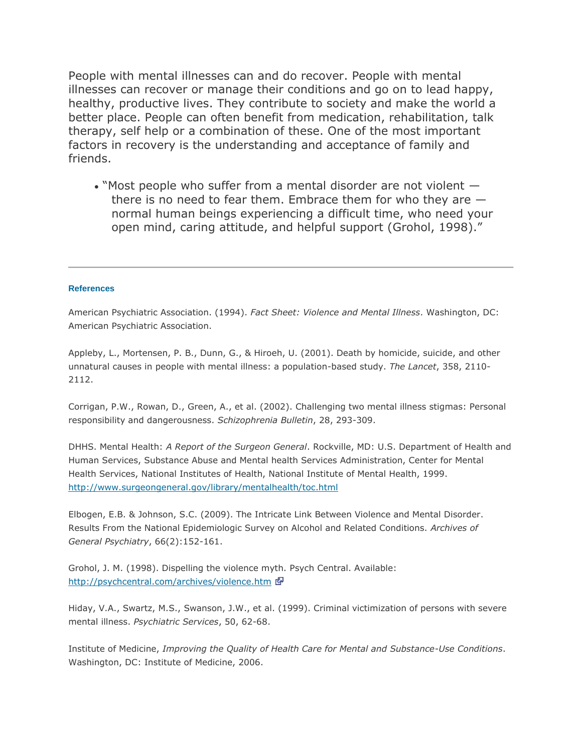People with mental illnesses can and do recover. People with mental illnesses can recover or manage their conditions and go on to lead happy, healthy, productive lives. They contribute to society and make the world a better place. People can often benefit from medication, rehabilitation, talk therapy, self help or a combination of these. One of the most important factors in recovery is the understanding and acceptance of family and friends.

- "Most people who suffer from a mental disorder are not violent — there is no need to fear them. Embrace them for who they are — normal human beings experiencing a difficult time, who need your open mind, caring attitude, and helpful support (Grohol, 1998)."

---

**References**

American Psychiatric Association. (1994). *Fact Sheet: Violence and Mental Illness*. Washington, DC: American Psychiatric Association.

Appleby, L., Mortensen, P. B., Dunn, G., & Hiroeh, U. (2001). Death by homicide, suicide, and other unnatural causes in people with mental illness: a population-based study. *The Lancet*, 358, 2110-2112.

Corrigan, P.W., Rowan, D., Green, A., et al. (2002). Challenging two mental illness stigmas: Personal responsibility and dangerousness. *Schizophrenia Bulletin*, 28, 293-309.

DHHS. Mental Health: *A Report of the Surgeon General*. Rockville, MD: U.S. Department of Health and Human Services, Substance Abuse and Mental health Services Administration, Center for Mental Health Services, National Institutes of Health, National Institute of Mental Health, 1999. http://www.surgeongeneral.gov/library/mentalhealth/toc.html

Elbogen, E.B. & Johnson, S.C. (2009). The Intricate Link Between Violence and Mental Disorder. Results From the National Epidemiologic Survey on Alcohol and Related Conditions. *Archives of General Psychiatry*, 66(2):152-161.

Grohol, J. M. (1998). Dispelling the violence myth. Psych Central. Available: http://psychcentral.com/archives/violence.htm

Hiday, V.A., Swartz, M.S., Swanson, J.W., et al. (1999). Criminal victimization of persons with severe mental illness. *Psychiatric Services*, 50, 62-68.

Institute of Medicine, *Improving the Quality of Health Care for Mental and Substance-Use Conditions*. Washington, DC: Institute of Medicine, 2006.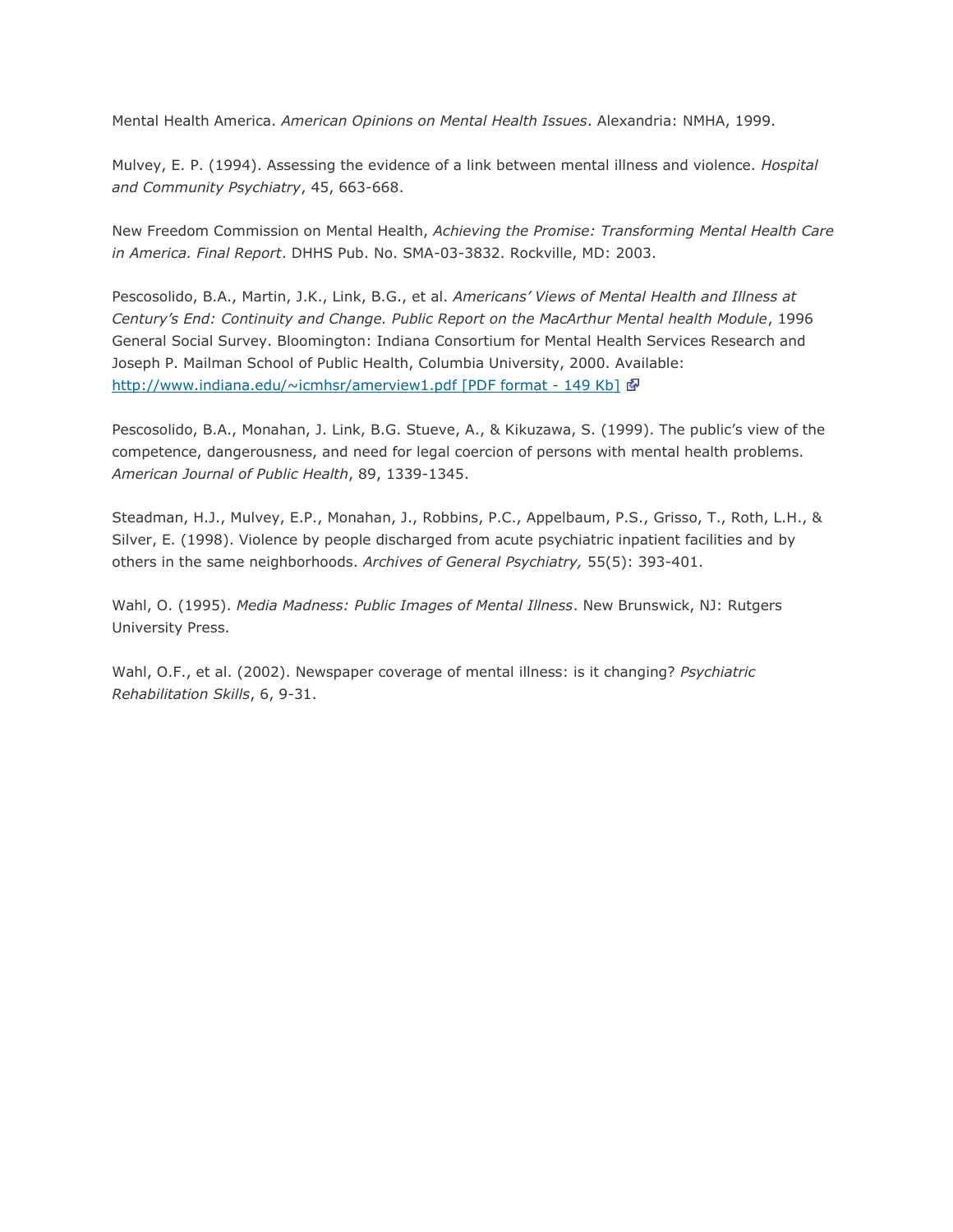Mental Health America. *American Opinions on Mental Health Issues*. Alexandria: NMHA, 1999.

Mulvey, E. P. (1994). Assessing the evidence of a link between mental illness and violence. *Hospital and Community Psychiatry*, 45, 663-668.

New Freedom Commission on Mental Health, *Achieving the Promise: Transforming Mental Health Care in America. Final Report*. DHHS Pub. No. SMA-03-3832. Rockville, MD: 2003.

Pescosolido, B.A., Martin, J.K., Link, B.G., et al. *Americans' Views of Mental Health and Illness at Century's End: Continuity and Change. Public Report on the MacArthur Mental health Module*, 1996 General Social Survey. Bloomington: Indiana Consortium for Mental Health Services Research and Joseph P. Mailman School of Public Health, Columbia University, 2000. Available: [http://www.indiana.edu/~icmhsr/amerview1.pdf [PDF format - 149 Kb]](http://www.indiana.edu/~icmhsr/amerview1.pdf)

Pescosolido, B.A., Monahan, J. Link, B.G. Stueve, A., & Kikuzawa, S. (1999). The public's view of the competence, dangerousness, and need for legal coercion of persons with mental health problems. *American Journal of Public Health*, 89, 1339-1345.

Steadman, H.J., Mulvey, E.P., Monahan, J., Robbins, P.C., Appelbaum, P.S., Grisso, T., Roth, L.H., & Silver, E. (1998). Violence by people discharged from acute psychiatric inpatient facilities and by others in the same neighborhoods. *Archives of General Psychiatry,* 55(5): 393-401.

Wahl, O. (1995). *Media Madness: Public Images of Mental Illness*. New Brunswick, NJ: Rutgers University Press.

Wahl, O.F., et al. (2002). Newspaper coverage of mental illness: is it changing? *Psychiatric Rehabilitation Skills*, 6, 9-31.